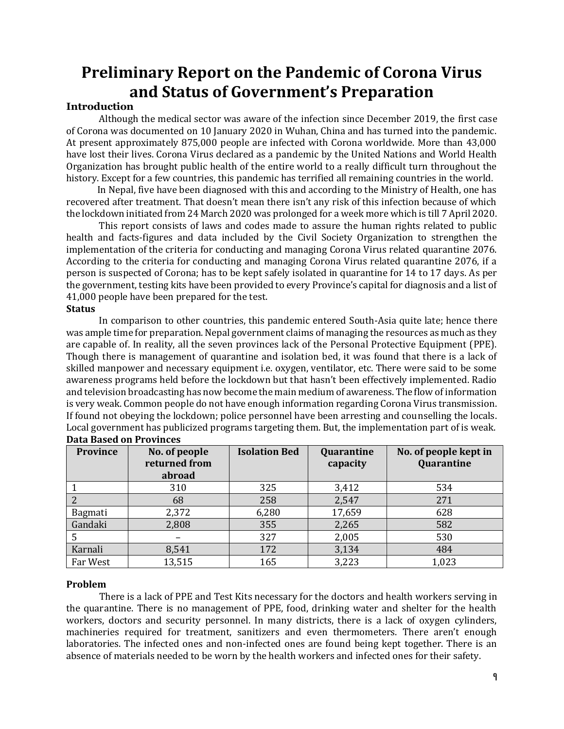# Preliminary Report on the Pandemic of Corona Virus and Status of Government's Preparation

## Introduction

Although the medical sector was aware of the infection since December 2019, the first case of Corona was documented on 10 January 2020 in Wuhan, China and has turned into the pandemic. At present approximately 875,000 people are infected with Corona worldwide. More than 43,000 have lost their lives. Corona Virus declared as a pandemic by the United Nations and World Health Organization has brought public health of the entire world to a really difficult turn throughout the history. Except for a few countries, this pandemic has terrified all remaining countries in the world.

In Nepal, five have been diagnosed with this and according to the Ministry of Health, one has recovered after treatment. That doesn't mean there isn't any risk of this infection because of which the lockdown initiated from 24 March 2020 was prolonged for a week more which is till 7 April 2020.

This report consists of laws and codes made to assure the human rights related to public health and facts-figures and data included by the Civil Society Organization to strengthen the implementation of the criteria for conducting and managing Corona Virus related quarantine 2076. According to the criteria for conducting and managing Corona Virus related quarantine 2076, if a person is suspected of Corona; has to be kept safely isolated in quarantine for 14 to 17 days. As per the government, testing kits have been provided to every Province's capital for diagnosis and a list of 41,000 people have been prepared for the test.

## Status

In comparison to other countries, this pandemic entered South-Asia quite late; hence there was ample time for preparation. Nepal government claims of managing the resources as much as they are capable of. In reality, all the seven provinces lack of the Personal Protective Equipment (PPE). Though there is management of quarantine and isolation bed, it was found that there is a lack of skilled manpower and necessary equipment i.e. oxygen, ventilator, etc. There were said to be some awareness programs held before the lockdown but that hasn't been effectively implemented. Radio and television broadcasting has now become the main medium of awareness. The flow of information is very weak. Common people do not have enough information regarding Corona Virus transmission. If found not obeying the lockdown; police personnel have been arresting and counselling the locals. Local government has publicized programs targeting them. But, the implementation part of is weak.

**Data Based on Provinces**

| Province | No. of people returned from abroad | Isolation Bed | Quarantine capacity | No. of people kept in Quarantine |
|---|---|---|---|---|
| 1 | 310 | 325 | 3,412 | 534 |
| 2 | 68 | 258 | 2,547 | 271 |
| Bagmati | 2,372 | 6,280 | 17,659 | 628 |
| Gandaki | 2,808 | 355 | 2,265 | 582 |
| 5 | – | 327 | 2,005 | 530 |
| Karnali | 8,541 | 172 | 3,134 | 484 |
| Far West | 13,515 | 165 | 3,223 | 1,023 |

## Problem

There is a lack of PPE and Test Kits necessary for the doctors and health workers serving in the quarantine. There is no management of PPE, food, drinking water and shelter for the health workers, doctors and security personnel. In many districts, there is a lack of oxygen cylinders, machineries required for treatment, sanitizers and even thermometers. There aren't enough laboratories. The infected ones and non-infected ones are found being kept together. There is an absence of materials needed to be worn by the health workers and infected ones for their safety.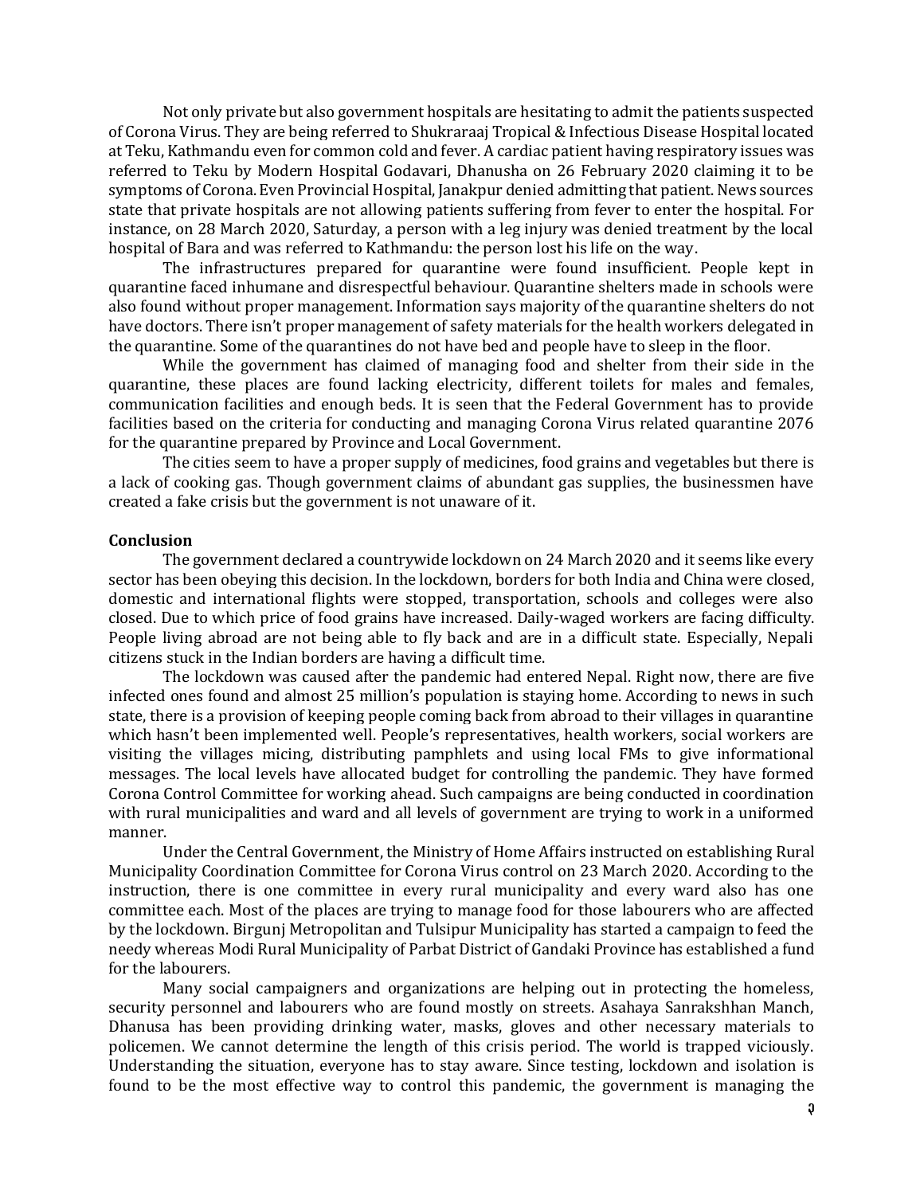Not only private but also government hospitals are hesitating to admit the patients suspected of Corona Virus. They are being referred to Shukraraaj Tropical & Infectious Disease Hospital located at Teku, Kathmandu even for common cold and fever. A cardiac patient having respiratory issues was referred to Teku by Modern Hospital Godavari, Dhanusha on 26 February 2020 claiming it to be symptoms of Corona. Even Provincial Hospital, Janakpur denied admitting that patient. News sources state that private hospitals are not allowing patients suffering from fever to enter the hospital. For instance, on 28 March 2020, Saturday, a person with a leg injury was denied treatment by the local hospital of Bara and was referred to Kathmandu: the person lost his life on the way.

The infrastructures prepared for quarantine were found insufficient. People kept in quarantine faced inhumane and disrespectful behaviour. Quarantine shelters made in schools were also found without proper management. Information says majority of the quarantine shelters do not have doctors. There isn't proper management of safety materials for the health workers delegated in the quarantine. Some of the quarantines do not have bed and people have to sleep in the floor.

While the government has claimed of managing food and shelter from their side in the quarantine, these places are found lacking electricity, different toilets for males and females, communication facilities and enough beds. It is seen that the Federal Government has to provide facilities based on the criteria for conducting and managing Corona Virus related quarantine 2076 for the quarantine prepared by Province and Local Government.

The cities seem to have a proper supply of medicines, food grains and vegetables but there is a lack of cooking gas. Though government claims of abundant gas supplies, the businessmen have created a fake crisis but the government is not unaware of it.

**Conclusion**

The government declared a countrywide lockdown on 24 March 2020 and it seems like every sector has been obeying this decision. In the lockdown, borders for both India and China were closed, domestic and international flights were stopped, transportation, schools and colleges were also closed. Due to which price of food grains have increased. Daily-waged workers are facing difficulty. People living abroad are not being able to fly back and are in a difficult state. Especially, Nepali citizens stuck in the Indian borders are having a difficult time.

The lockdown was caused after the pandemic had entered Nepal. Right now, there are five infected ones found and almost 25 million's population is staying home. According to news in such state, there is a provision of keeping people coming back from abroad to their villages in quarantine which hasn't been implemented well. People's representatives, health workers, social workers are visiting the villages micing, distributing pamphlets and using local FMs to give informational messages. The local levels have allocated budget for controlling the pandemic. They have formed Corona Control Committee for working ahead. Such campaigns are being conducted in coordination with rural municipalities and ward and all levels of government are trying to work in a uniformed manner.

Under the Central Government, the Ministry of Home Affairs instructed on establishing Rural Municipality Coordination Committee for Corona Virus control on 23 March 2020. According to the instruction, there is one committee in every rural municipality and every ward also has one committee each. Most of the places are trying to manage food for those labourers who are affected by the lockdown. Birgunj Metropolitan and Tulsipur Municipality has started a campaign to feed the needy whereas Modi Rural Municipality of Parbat District of Gandaki Province has established a fund for the labourers.

Many social campaigners and organizations are helping out in protecting the homeless, security personnel and labourers who are found mostly on streets. Asahaya Sanrakshhan Manch, Dhanusa has been providing drinking water, masks, gloves and other necessary materials to policemen. We cannot determine the length of this crisis period. The world is trapped viciously. Understanding the situation, everyone has to stay aware. Since testing, lockdown and isolation is found to be the most effective way to control this pandemic, the government is managing the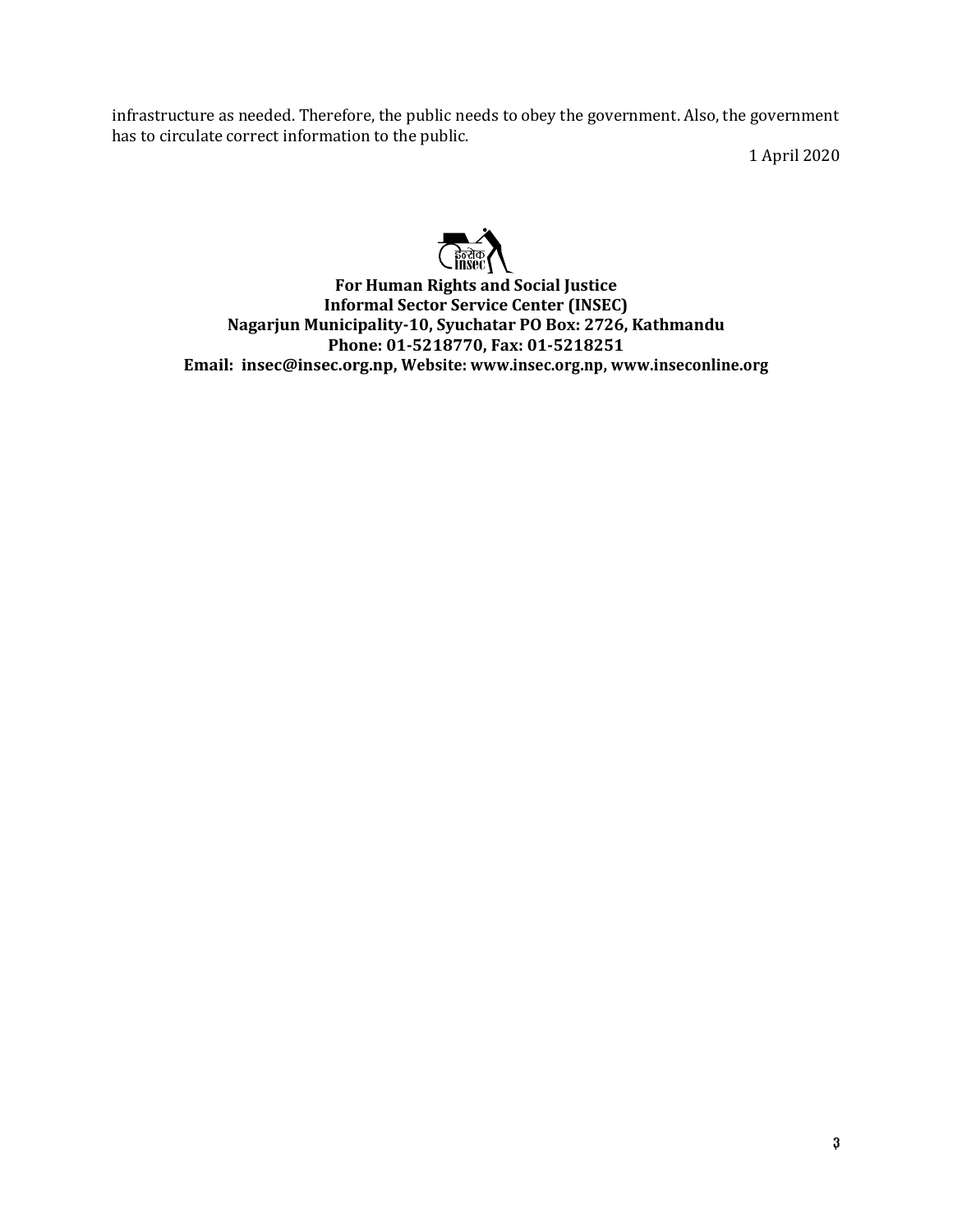infrastructure as needed. Therefore, the public needs to obey the government. Also, the government has to circulate correct information to the public.

1 April 2020

**For Human Rights and Social Justice**
**Informal Sector Service Center (INSEC)**
**Nagarjun Municipality-10, Syuchatar PO Box: 2726, Kathmandu**
**Phone: 01-5218770, Fax: 01-5218251**
**Email: insec@insec.org.np, Website: www.insec.org.np, www.inseconline.org**